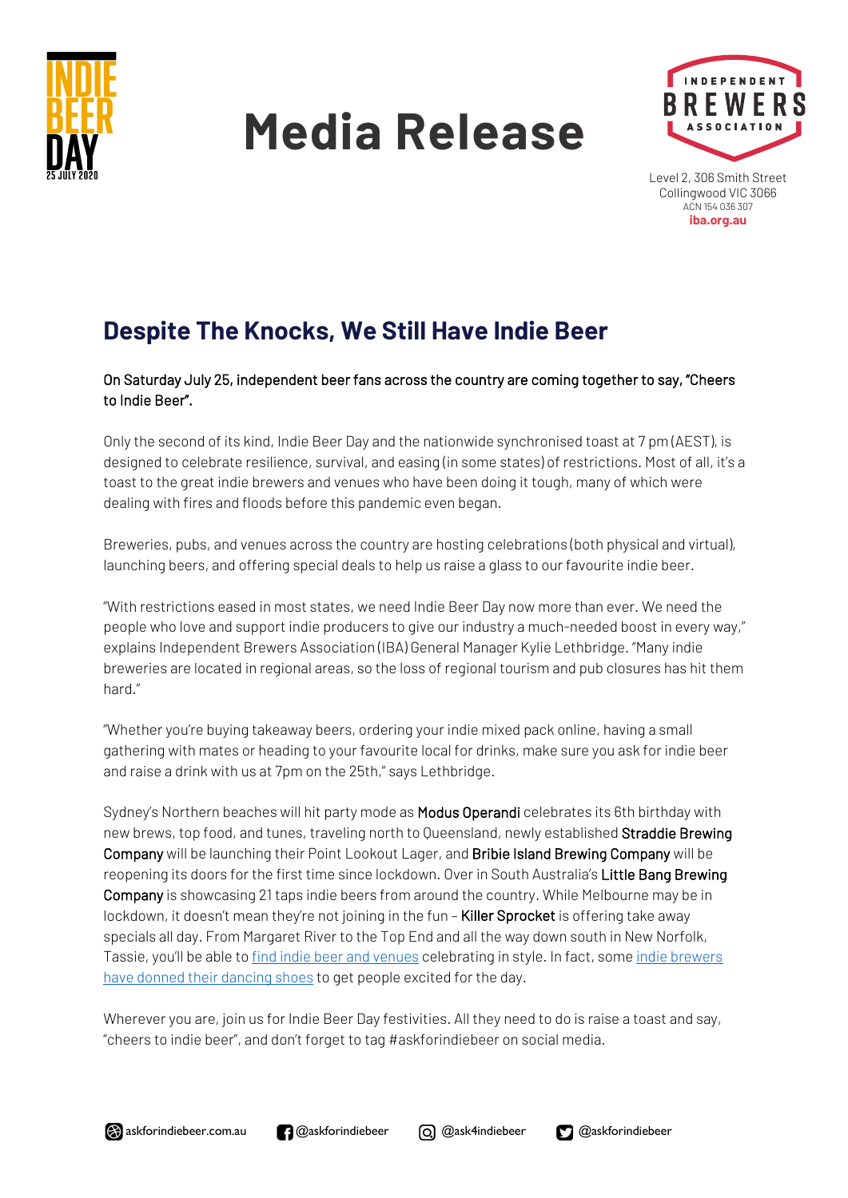# Media Release

Level 2, 306 Smith Street
Collingwood VIC 3066
ACN 154 036 307
**iba.org.au**

## Despite The Knocks, We Still Have Indie Beer

On Saturday July 25, independent beer fans across the country are coming together to say, "Cheers to Indie Beer".

Only the second of its kind, Indie Beer Day and the nationwide synchronised toast at 7 pm (AEST), is designed to celebrate resilience, survival, and easing (in some states) of restrictions. Most of all, it's a toast to the great indie brewers and venues who have been doing it tough, many of which were dealing with fires and floods before this pandemic even began.

Breweries, pubs, and venues across the country are hosting celebrations (both physical and virtual), launching beers, and offering special deals to help us raise a glass to our favourite indie beer.

"With restrictions eased in most states, we need Indie Beer Day now more than ever. We need the people who love and support indie producers to give our industry a much-needed boost in every way," explains Independent Brewers Association (IBA) General Manager Kylie Lethbridge. "Many indie breweries are located in regional areas, so the loss of regional tourism and pub closures has hit them hard."

"Whether you're buying takeaway beers, ordering your indie mixed pack online, having a small gathering with mates or heading to your favourite local for drinks, make sure you ask for indie beer and raise a drink with us at 7pm on the 25th," says Lethbridge.

Sydney's Northern beaches will hit party mode as Modus Operandi celebrates its 6th birthday with new brews, top food, and tunes, traveling north to Queensland, newly established Straddie Brewing Company will be launching their Point Lookout Lager, and Bribie Island Brewing Company will be reopening its doors for the first time since lockdown. Over in South Australia's Little Bang Brewing Company is showcasing 21 taps indie beers from around the country. While Melbourne may be in lockdown, it doesn't mean they're not joining in the fun – Killer Sprocket is offering take away specials all day. From Margaret River to the Top End and all the way down south in New Norfolk, Tassie, you'll be able to find indie beer and venues celebrating in style. In fact, some indie brewers have donned their dancing shoes to get people excited for the day.

Wherever you are, join us for Indie Beer Day festivities. All they need to do is raise a toast and say, "cheers to indie beer", and don't forget to tag #askforindiebeer on social media.

askforindiebeer.com.au | @askforindiebeer | @ask4indiebeer | @askforindiebeer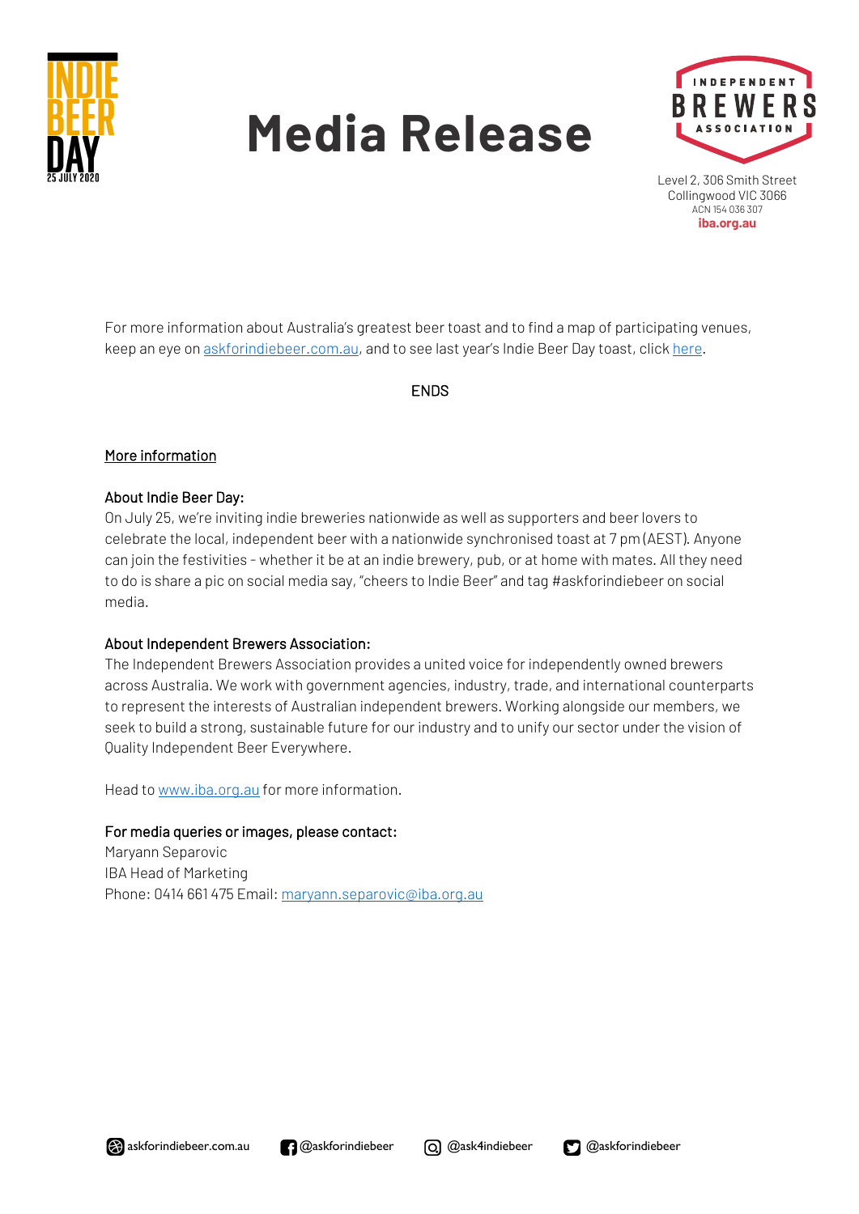# Media Release

Level 2, 306 Smith Street
Collingwood VIC 3066
ACN 154 036 307
**iba.org.au**

For more information about Australia's greatest beer toast and to find a map of participating venues, keep an eye on [askforindiebeer.com.au](askforindiebeer.com.au), and to see last year's Indie Beer Day toast, click [here]().

ENDS

More information

About Indie Beer Day:
On July 25, we're inviting indie breweries nationwide as well as supporters and beer lovers to celebrate the local, independent beer with a nationwide synchronised toast at 7 pm (AEST). Anyone can join the festivities - whether it be at an indie brewery, pub, or at home with mates. All they need to do is share a pic on social media say, "cheers to Indie Beer" and tag #askforindiebeer on social media.

About Independent Brewers Association:
The Independent Brewers Association provides a united voice for independently owned brewers across Australia. We work with government agencies, industry, trade, and international counterparts to represent the interests of Australian independent brewers. Working alongside our members, we seek to build a strong, sustainable future for our industry and to unify our sector under the vision of Quality Independent Beer Everywhere.

Head to [www.iba.org.au](www.iba.org.au) for more information.

For media queries or images, please contact:
Maryann Separovic
IBA Head of Marketing
Phone: 0414 661 475 Email: [maryann.separovic@iba.org.au](mailto:maryann.separovic@iba.org.au)

askforindiebeer.com.au @askforindiebeer @ask4indiebeer @askforindiebeer